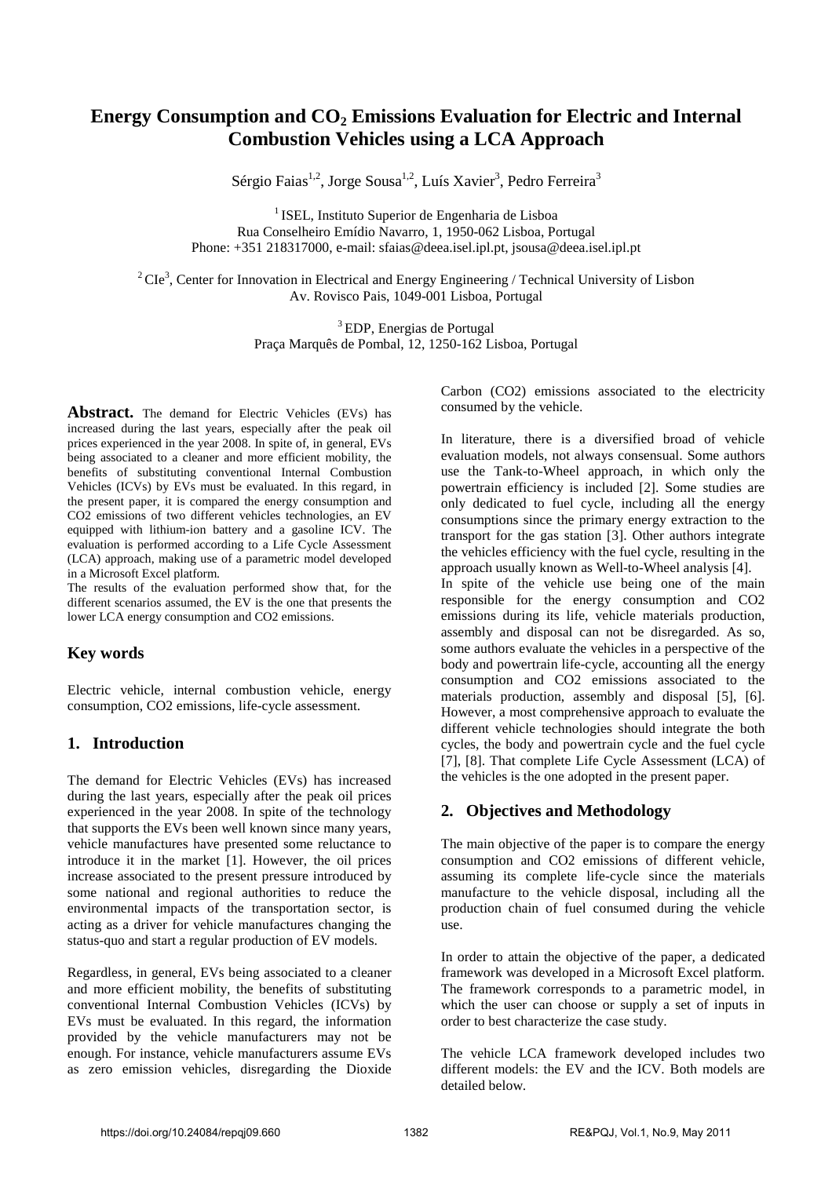# Energy Consumption and $CO_2$ Emissions Evaluation for Electric and Internal Combustion Vehicles using a LCA Approach

Sérgio Faias[1,2], Jorge Sousa[1,2], Luís Xavier[3], Pedro Ferreira[3]

[1] ISEL, Instituto Superior de Engenharia de Lisboa
Rua Conselheiro Emídio Navarro, 1, 1950-062 Lisboa, Portugal
Phone: +351 218317000, e-mail: sfaias@deea.isel.ipl.pt, jsousa@deea.isel.ipl.pt

[2] CIe[3], Center for Innovation in Electrical and Energy Engineering / Technical University of Lisbon
Av. Rovisco Pais, 1049-001 Lisboa, Portugal

[3] EDP, Energias de Portugal
Praça Marquês de Pombal, 12, 1250-162 Lisboa, Portugal

**Abstract.** The demand for Electric Vehicles (EVs) has increased during the last years, especially after the peak oil prices experienced in the year 2008. In spite of, in general, EVs being associated to a cleaner and more efficient mobility, the benefits of substituting conventional Internal Combustion Vehicles (ICVs) by EVs must be evaluated. In this regard, in the present paper, it is compared the energy consumption and CO2 emissions of two different vehicles technologies, an EV equipped with lithium-ion battery and a gasoline ICV. The evaluation is performed according to a Life Cycle Assessment (LCA) approach, making use of a parametric model developed in a Microsoft Excel platform.

The results of the evaluation performed show that, for the different scenarios assumed, the EV is the one that presents the lower LCA energy consumption and CO2 emissions.

## Key words

Electric vehicle, internal combustion vehicle, energy consumption, CO2 emissions, life-cycle assessment.

## 1. Introduction

The demand for Electric Vehicles (EVs) has increased during the last years, especially after the peak oil prices experienced in the year 2008. In spite of the technology that supports the EVs been well known since many years, vehicle manufactures have presented some reluctance to introduce it in the market [1]. However, the oil prices increase associated to the present pressure introduced by some national and regional authorities to reduce the environmental impacts of the transportation sector, is acting as a driver for vehicle manufactures changing the status-quo and start a regular production of EV models.

Regardless, in general, EVs being associated to a cleaner and more efficient mobility, the benefits of substituting conventional Internal Combustion Vehicles (ICVs) by EVs must be evaluated. In this regard, the information provided by the vehicle manufacturers may not be enough. For instance, vehicle manufacturers assume EVs as zero emission vehicles, disregarding the Dioxide Carbon (CO2) emissions associated to the electricity consumed by the vehicle.

In literature, there is a diversified broad of vehicle evaluation models, not always consensual. Some authors use the Tank-to-Wheel approach, in which only the powertrain efficiency is included [2]. Some studies are only dedicated to fuel cycle, including all the energy consumptions since the primary energy extraction to the transport for the gas station [3]. Other authors integrate the vehicles efficiency with the fuel cycle, resulting in the approach usually known as Well-to-Wheel analysis [4].

In spite of the vehicle use being one of the main responsible for the energy consumption and CO2 emissions during its life, vehicle materials production, assembly and disposal can not be disregarded. As so, some authors evaluate the vehicles in a perspective of the body and powertrain life-cycle, accounting all the energy consumption and CO2 emissions associated to the materials production, assembly and disposal [5], [6]. However, a most comprehensive approach to evaluate the different vehicle technologies should integrate the both cycles, the body and powertrain cycle and the fuel cycle [7], [8]. That complete Life Cycle Assessment (LCA) of the vehicles is the one adopted in the present paper.

## 2. Objectives and Methodology

The main objective of the paper is to compare the energy consumption and CO2 emissions of different vehicle, assuming its complete life-cycle since the materials manufacture to the vehicle disposal, including all the production chain of fuel consumed during the vehicle use.

In order to attain the objective of the paper, a dedicated framework was developed in a Microsoft Excel platform. The framework corresponds to a parametric model, in which the user can choose or supply a set of inputs in order to best characterize the case study.

The vehicle LCA framework developed includes two different models: the EV and the ICV. Both models are detailed below.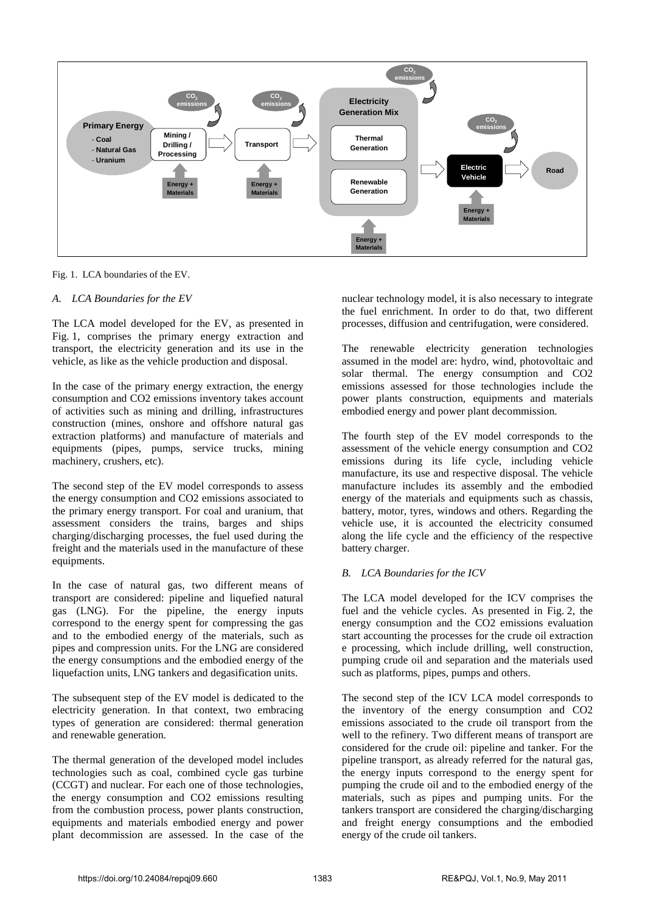Fig. 1. LCA boundaries of the EV.

### A. LCA Boundaries for the EV

The LCA model developed for the EV, as presented in Fig. 1, comprises the primary energy extraction and transport, the electricity generation and its use in the vehicle, as like as the vehicle production and disposal.

In the case of the primary energy extraction, the energy consumption and CO2 emissions inventory takes account of activities such as mining and drilling, infrastructures construction (mines, onshore and offshore natural gas extraction platforms) and manufacture of materials and equipments (pipes, pumps, service trucks, mining machinery, crushers, etc).

The second step of the EV model corresponds to assess the energy consumption and CO2 emissions associated to the primary energy transport. For coal and uranium, that assessment considers the trains, barges and ships charging/discharging processes, the fuel used during the freight and the materials used in the manufacture of these equipments.

In the case of natural gas, two different means of transport are considered: pipeline and liquefied natural gas (LNG). For the pipeline, the energy inputs correspond to the energy spent for compressing the gas and to the embodied energy of the materials, such as pipes and compression units. For the LNG are considered the energy consumptions and the embodied energy of the liquefaction units, LNG tankers and degasification units.

The subsequent step of the EV model is dedicated to the electricity generation. In that context, two embracing types of generation are considered: thermal generation and renewable generation.

The thermal generation of the developed model includes technologies such as coal, combined cycle gas turbine (CCGT) and nuclear. For each one of those technologies, the energy consumption and CO2 emissions resulting from the combustion process, power plants construction, equipments and materials embodied energy and power plant decommission are assessed. In the case of the nuclear technology model, it is also necessary to integrate the fuel enrichment. In order to do that, two different processes, diffusion and centrifugation, were considered.

The renewable electricity generation technologies assumed in the model are: hydro, wind, photovoltaic and solar thermal. The energy consumption and CO2 emissions assessed for those technologies include the power plants construction, equipments and materials embodied energy and power plant decommission.

The fourth step of the EV model corresponds to the assessment of the vehicle energy consumption and CO2 emissions during its life cycle, including vehicle manufacture, its use and respective disposal. The vehicle manufacture includes its assembly and the embodied energy of the materials and equipments such as chassis, battery, motor, tyres, windows and others. Regarding the vehicle use, it is accounted the electricity consumed along the life cycle and the efficiency of the respective battery charger.

### B. LCA Boundaries for the ICV

The LCA model developed for the ICV comprises the fuel and the vehicle cycles. As presented in Fig. 2, the energy consumption and the CO2 emissions evaluation start accounting the processes for the crude oil extraction e processing, which include drilling, well construction, pumping crude oil and separation and the materials used such as platforms, pipes, pumps and others.

The second step of the ICV LCA model corresponds to the inventory of the energy consumption and CO2 emissions associated to the crude oil transport from the well to the refinery. Two different means of transport are considered for the crude oil: pipeline and tanker. For the pipeline transport, as already referred for the natural gas, the energy inputs correspond to the energy spent for pumping the crude oil and to the embodied energy of the materials, such as pipes and pumping units. For the tankers transport are considered the charging/discharging and freight energy consumptions and the embodied energy of the crude oil tankers.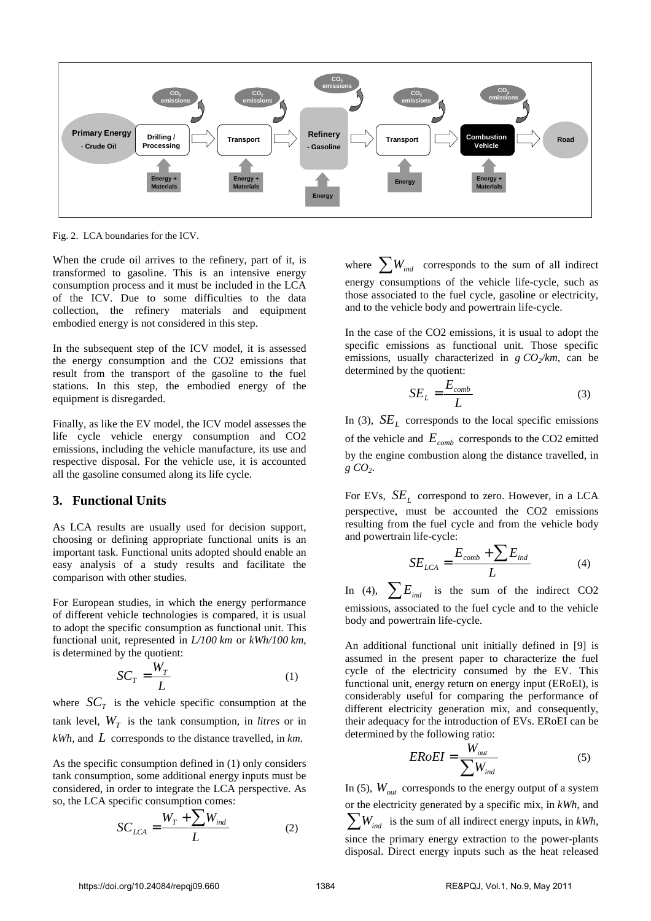Fig. 2. LCA boundaries for the ICV.

When the crude oil arrives to the refinery, part of it, is transformed to gasoline. This is an intensive energy consumption process and it must be included in the LCA of the ICV. Due to some difficulties to the data collection, the refinery materials and equipment embodied energy is not considered in this step.

In the subsequent step of the ICV model, it is assessed the energy consumption and the CO2 emissions that result from the transport of the gasoline to the fuel stations. In this step, the embodied energy of the equipment is disregarded.

Finally, as like the EV model, the ICV model assesses the life cycle vehicle energy consumption and CO2 emissions, including the vehicle manufacture, its use and respective disposal. For the vehicle use, it is accounted all the gasoline consumed along its life cycle.

## 3. Functional Units

As LCA results are usually used for decision support, choosing or defining appropriate functional units is an important task. Functional units adopted should enable an easy analysis of a study results and facilitate the comparison with other studies.

For European studies, in which the energy performance of different vehicle technologies is compared, it is usual to adopt the specific consumption as functional unit. This functional unit, represented in *L/100 km* or *kWh/100 km*, is determined by the quotient:

$$SC_T = \frac{W_T}{L} \quad (1)$$

where $SC_T$ is the vehicle specific consumption at the tank level, $W_T$ is the tank consumption, in *litres* or in *kWh*, and $L$ corresponds to the distance travelled, in *km*.

As the specific consumption defined in (1) only considers tank consumption, some additional energy inputs must be considered, in order to integrate the LCA perspective. As so, the LCA specific consumption comes:

$$SC_{LCA} = \frac{W_T + \sum W_{ind}}{L} \quad (2)$$

where $\sum W_{ind}$ corresponds to the sum of all indirect energy consumptions of the vehicle life-cycle, such as those associated to the fuel cycle, gasoline or electricity, and to the vehicle body and powertrain life-cycle.

In the case of the CO2 emissions, it is usual to adopt the specific emissions as functional unit. Those specific emissions, usually characterized in *g* $CO_2$*/km*, can be determined by the quotient:

$$SE_L = \frac{E_{comb}}{L} \quad (3)$$

In (3), $SE_L$ corresponds to the local specific emissions of the vehicle and $E_{comb}$ corresponds to the CO2 emitted by the engine combustion along the distance travelled, in *g* $CO_2$.

For EVs, $SE_L$ correspond to zero. However, in a LCA perspective, must be accounted the CO2 emissions resulting from the fuel cycle and from the vehicle body and powertrain life-cycle:

$$SE_{LCA} = \frac{E_{comb} + \sum E_{ind}}{L} \quad (4)$$

In (4), $\sum E_{ind}$ is the sum of the indirect CO2 emissions, associated to the fuel cycle and to the vehicle body and powertrain life-cycle.

An additional functional unit initially defined in [9] is assumed in the present paper to characterize the fuel cycle of the electricity consumed by the EV. This functional unit, energy return on energy input (ERoEI), is considerably useful for comparing the performance of different electricity generation mix, and consequently, their adequacy for the introduction of EVs. ERoEI can be determined by the following ratio:

$$ERoEI = \frac{W_{out}}{\sum W_{ind}} \quad (5)$$

In (5), $W_{out}$ corresponds to the energy output of a system or the electricity generated by a specific mix, in *kWh*, and $\sum W_{ind}$ is the sum of all indirect energy inputs, in *kWh*, since the primary energy extraction to the power-plants disposal. Direct energy inputs such as the heat released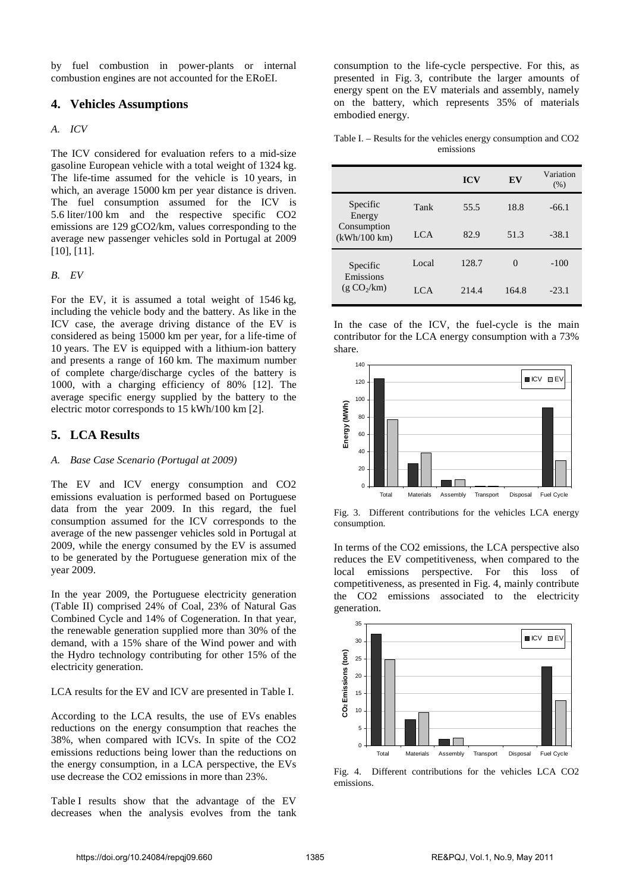by fuel combustion in power-plants or internal combustion engines are not accounted for the ERoEI.

## 4. Vehicles Assumptions

### A. ICV

The ICV considered for evaluation refers to a mid-size gasoline European vehicle with a total weight of 1324 kg. The life-time assumed for the vehicle is 10 years, in which, an average 15000 km per year distance is driven. The fuel consumption assumed for the ICV is 5.6 liter/100 km and the respective specific CO2 emissions are 129 gCO2/km, values corresponding to the average new passenger vehicles sold in Portugal at 2009 [10], [11].

### B. EV

For the EV, it is assumed a total weight of 1546 kg, including the vehicle body and the battery. As like in the ICV case, the average driving distance of the EV is considered as being 15000 km per year, for a life-time of 10 years. The EV is equipped with a lithium-ion battery and presents a range of 160 km. The maximum number of complete charge/discharge cycles of the battery is 1000, with a charging efficiency of 80% [12]. The average specific energy supplied by the battery to the electric motor corresponds to 15 kWh/100 km [2].

## 5. LCA Results

### A. Base Case Scenario (Portugal at 2009)

The EV and ICV energy consumption and CO2 emissions evaluation is performed based on Portuguese data from the year 2009. In this regard, the fuel consumption assumed for the ICV corresponds to the average of the new passenger vehicles sold in Portugal at 2009, while the energy consumed by the EV is assumed to be generated by the Portuguese generation mix of the year 2009.

In the year 2009, the Portuguese electricity generation (Table II) comprised 24% of Coal, 23% of Natural Gas Combined Cycle and 14% of Cogeneration. In that year, the renewable generation supplied more than 30% of the demand, with a 15% share of the Wind power and with the Hydro technology contributing for other 15% of the electricity generation.

LCA results for the EV and ICV are presented in Table I.

According to the LCA results, the use of EVs enables reductions on the energy consumption that reaches the 38%, when compared with ICVs. In spite of the CO2 emissions reductions being lower than the reductions on the energy consumption, in a LCA perspective, the EVs use decrease the CO2 emissions in more than 23%.

Table I results show that the advantage of the EV decreases when the analysis evolves from the tank consumption to the life-cycle perspective. For this, as presented in Fig. 3, contribute the larger amounts of energy spent on the EV materials and assembly, namely on the battery, which represents 35% of materials embodied energy.

Table I. – Results for the vehicles energy consumption and CO2 emissions

| | | ICV | EV | Variation (%) |
|---|---|---|---|---|
| Specific Energy Consumption (kWh/100 km) | Tank | 55.5 | 18.8 | -66.1 |
| | LCA | 82.9 | 51.3 | -38.1 |
| Specific Emissions (g $CO_2$/km) | Local | 128.7 | 0 | -100 |
| | LCA | 214.4 | 164.8 | -23.1 |

In the case of the ICV, the fuel-cycle is the main contributor for the LCA energy consumption with a 73% share.

Fig. 3. Different contributions for the vehicles LCA energy consumption.

In terms of the CO2 emissions, the LCA perspective also reduces the EV competitiveness, when compared to the local emissions perspective. For this loss of competitiveness, as presented in Fig. 4, mainly contribute the CO2 emissions associated to the electricity generation.

Fig. 4. Different contributions for the vehicles LCA CO2 emissions.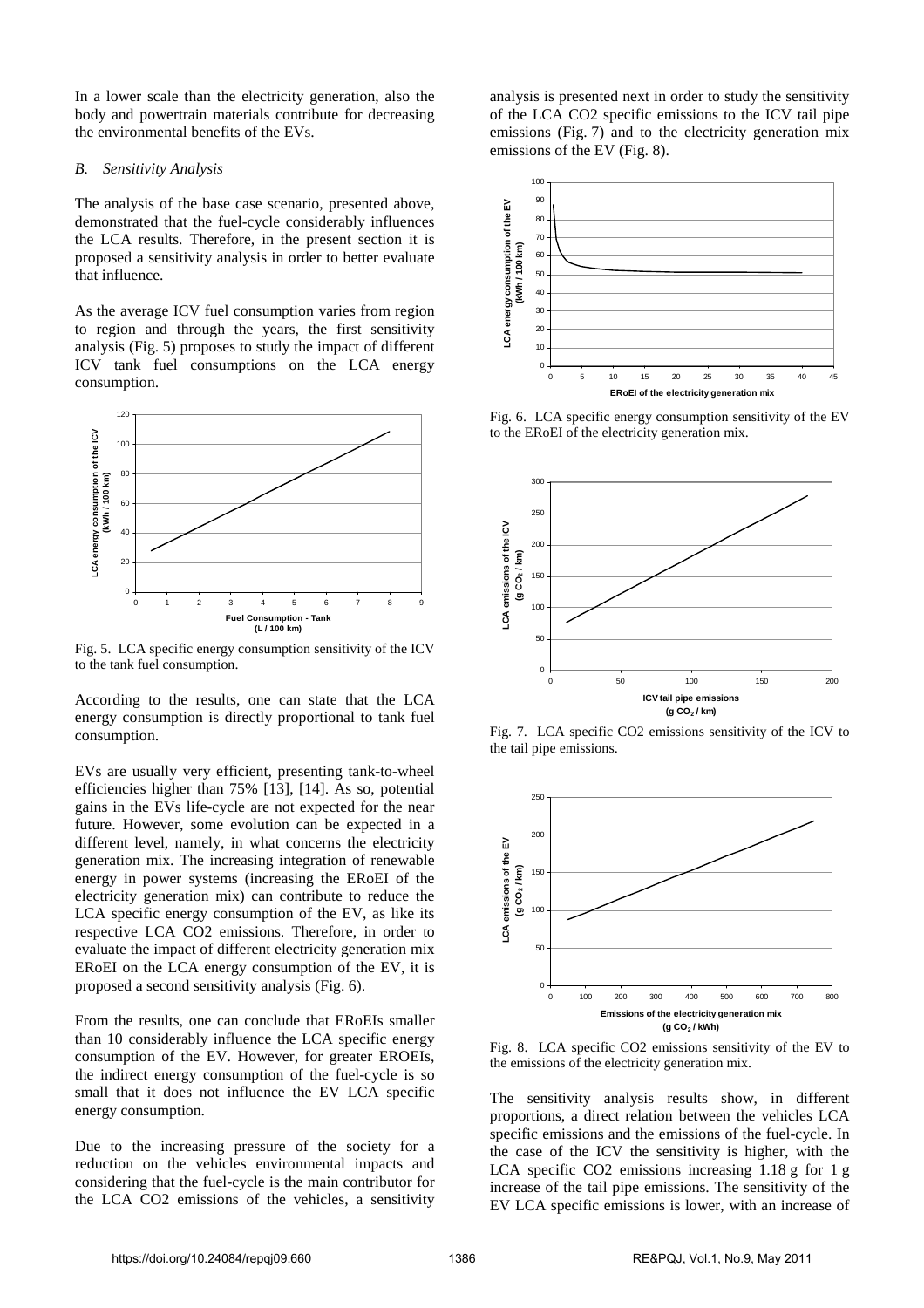In a lower scale than the electricity generation, also the body and powertrain materials contribute for decreasing the environmental benefits of the EVs.

### *B. Sensitivity Analysis*

The analysis of the base case scenario, presented above, demonstrated that the fuel-cycle considerably influences the LCA results. Therefore, in the present section it is proposed a sensitivity analysis in order to better evaluate that influence.

As the average ICV fuel consumption varies from region to region and through the years, the first sensitivity analysis (Fig. 5) proposes to study the impact of different ICV tank fuel consumptions on the LCA energy consumption.

Fig. 5. LCA specific energy consumption sensitivity of the ICV to the tank fuel consumption.

According to the results, one can state that the LCA energy consumption is directly proportional to tank fuel consumption.

EVs are usually very efficient, presenting tank-to-wheel efficiencies higher than 75% [13], [14]. As so, potential gains in the EVs life-cycle are not expected for the near future. However, some evolution can be expected in a different level, namely, in what concerns the electricity generation mix. The increasing integration of renewable energy in power systems (increasing the ERoEI of the electricity generation mix) can contribute to reduce the LCA specific energy consumption of the EV, as like its respective LCA CO2 emissions. Therefore, in order to evaluate the impact of different electricity generation mix ERoEI on the LCA energy consumption of the EV, it is proposed a second sensitivity analysis (Fig. 6).

From the results, one can conclude that ERoEIs smaller than 10 considerably influence the LCA specific energy consumption of the EV. However, for greater EROEIs, the indirect energy consumption of the fuel-cycle is so small that it does not influence the EV LCA specific energy consumption.

Due to the increasing pressure of the society for a reduction on the vehicles environmental impacts and considering that the fuel-cycle is the main contributor for the LCA CO2 emissions of the vehicles, a sensitivity analysis is presented next in order to study the sensitivity of the LCA CO2 specific emissions to the ICV tail pipe emissions (Fig. 7) and to the electricity generation mix emissions of the EV (Fig. 8).

Fig. 6. LCA specific energy consumption sensitivity of the EV to the ERoEI of the electricity generation mix.

Fig. 7. LCA specific CO2 emissions sensitivity of the ICV to the tail pipe emissions.

Fig. 8. LCA specific CO2 emissions sensitivity of the EV to the emissions of the electricity generation mix.

The sensitivity analysis results show, in different proportions, a direct relation between the vehicles LCA specific emissions and the emissions of the fuel-cycle. In the case of the ICV the sensitivity is higher, with the LCA specific CO2 emissions increasing 1.18 g for 1 g increase of the tail pipe emissions. The sensitivity of the EV LCA specific emissions is lower, with an increase of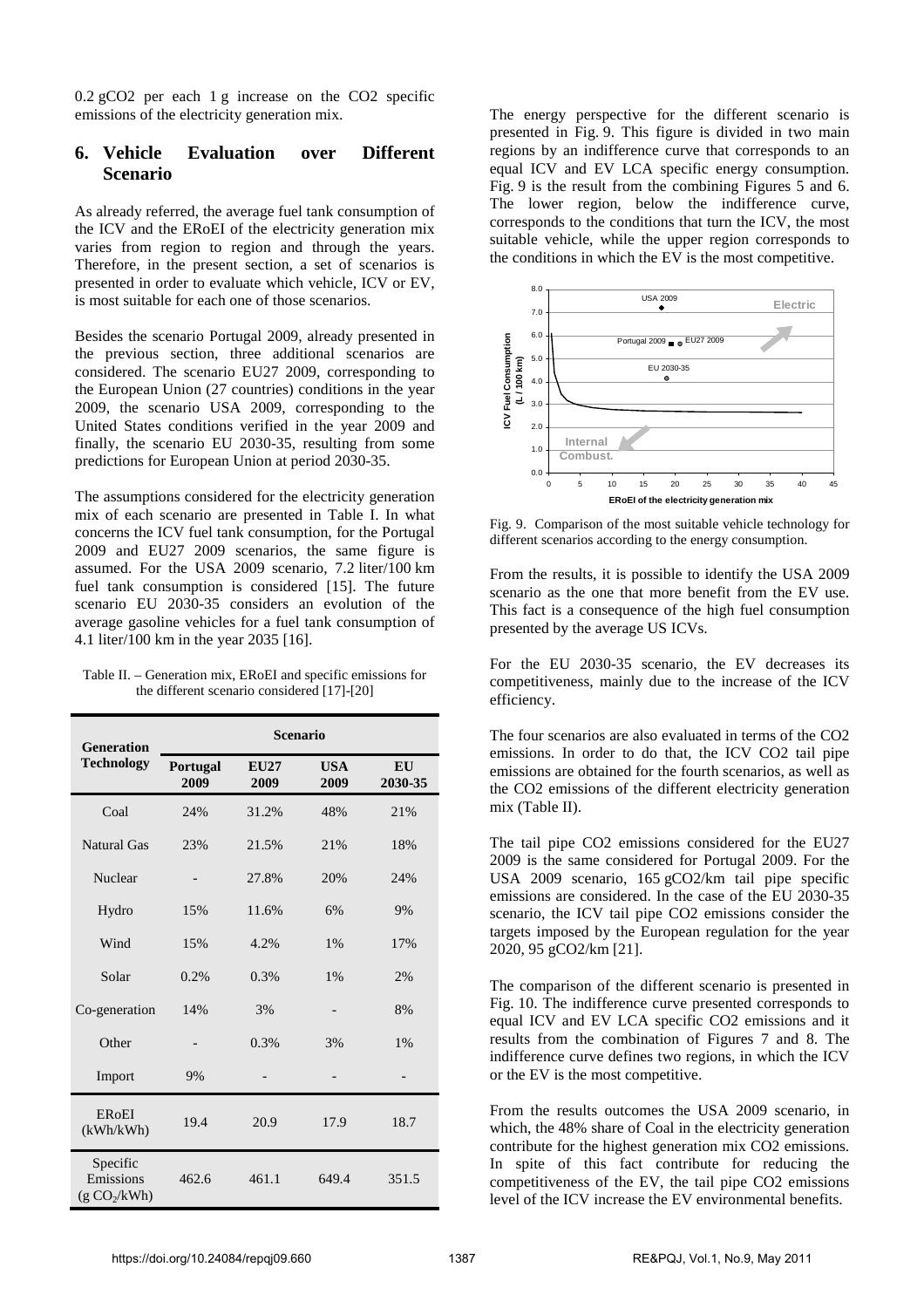0.2 $gCO_2$ per each 1 g increase on the $CO_2$ specific emissions of the electricity generation mix.

## 6. Vehicle Evaluation over Different Scenario

As already referred, the average fuel tank consumption of the ICV and the ERoEI of the electricity generation mix varies from region to region and through the years. Therefore, in the present section, a set of scenarios is presented in order to evaluate which vehicle, ICV or EV, is most suitable for each one of those scenarios.

Besides the scenario Portugal 2009, already presented in the previous section, three additional scenarios are considered. The scenario EU27 2009, corresponding to the European Union (27 countries) conditions in the year 2009, the scenario USA 2009, corresponding to the United States conditions verified in the year 2009 and finally, the scenario EU 2030-35, resulting from some predictions for European Union at period 2030-35.

The assumptions considered for the electricity generation mix of each scenario are presented in Table I. In what concerns the ICV fuel tank consumption, for the Portugal 2009 and EU27 2009 scenarios, the same figure is assumed. For the USA 2009 scenario, 7.2 liter/100 km fuel tank consumption is considered [15]. The future scenario EU 2030-35 considers an evolution of the average gasoline vehicles for a fuel tank consumption of 4.1 liter/100 km in the year 2035 [16].

Table II. – Generation mix, ERoEI and specific emissions for the different scenario considered [17]-[20]

| Generation Technology | Scenario | | | |
|---|---|---|---|---|
| | Portugal 2009 | EU27 2009 | USA 2009 | EU 2030-35 |
| Coal | 24% | 31.2% | 48% | 21% |
| Natural Gas | 23% | 21.5% | 21% | 18% |
| Nuclear | - | 27.8% | 20% | 24% |
| Hydro | 15% | 11.6% | 6% | 9% |
| Wind | 15% | 4.2% | 1% | 17% |
| Solar | 0.2% | 0.3% | 1% | 2% |
| Co-generation | 14% | 3% | - | 8% |
| Other | - | 0.3% | 3% | 1% |
| Import | 9% | - | - | - |
| ERoEI (kWh/kWh) | 19.4 | 20.9 | 17.9 | 18.7 |
| Specific Emissions (g $CO_2$/kWh) | 462.6 | 461.1 | 649.4 | 351.5 |

The energy perspective for the different scenario is presented in Fig. 9. This figure is divided in two main regions by an indifference curve that corresponds to an equal ICV and EV LCA specific energy consumption. Fig. 9 is the result from the combining Figures 5 and 6. The lower region, below the indifference curve, corresponds to the conditions that turn the ICV, the most suitable vehicle, while the upper region corresponds to the conditions in which the EV is the most competitive.

Fig. 9. Comparison of the most suitable vehicle technology for different scenarios according to the energy consumption.

From the results, it is possible to identify the USA 2009 scenario as the one that more benefit from the EV use. This fact is a consequence of the high fuel consumption presented by the average US ICVs.

For the EU 2030-35 scenario, the EV decreases its competitiveness, mainly due to the increase of the ICV efficiency.

The four scenarios are also evaluated in terms of the $CO_2$ emissions. In order to do that, the ICV $CO_2$ tail pipe emissions are obtained for the fourth scenarios, as well as the $CO_2$ emissions of the different electricity generation mix (Table II).

The tail pipe $CO_2$ emissions considered for the EU27 2009 is the same considered for Portugal 2009. For the USA 2009 scenario, 165 $gCO_2$/km tail pipe specific emissions are considered. In the case of the EU 2030-35 scenario, the ICV tail pipe $CO_2$ emissions consider the targets imposed by the European regulation for the year 2020, 95 $gCO_2$/km [21].

The comparison of the different scenario is presented in Fig. 10. The indifference curve presented corresponds to equal ICV and EV LCA specific $CO_2$ emissions and it results from the combination of Figures 7 and 8. The indifference curve defines two regions, in which the ICV or the EV is the most competitive.

From the results outcomes the USA 2009 scenario, in which, the 48% share of Coal in the electricity generation contribute for the highest generation mix $CO_2$ emissions. In spite of this fact contribute for reducing the competitiveness of the EV, the tail pipe $CO_2$ emissions level of the ICV increase the EV environmental benefits.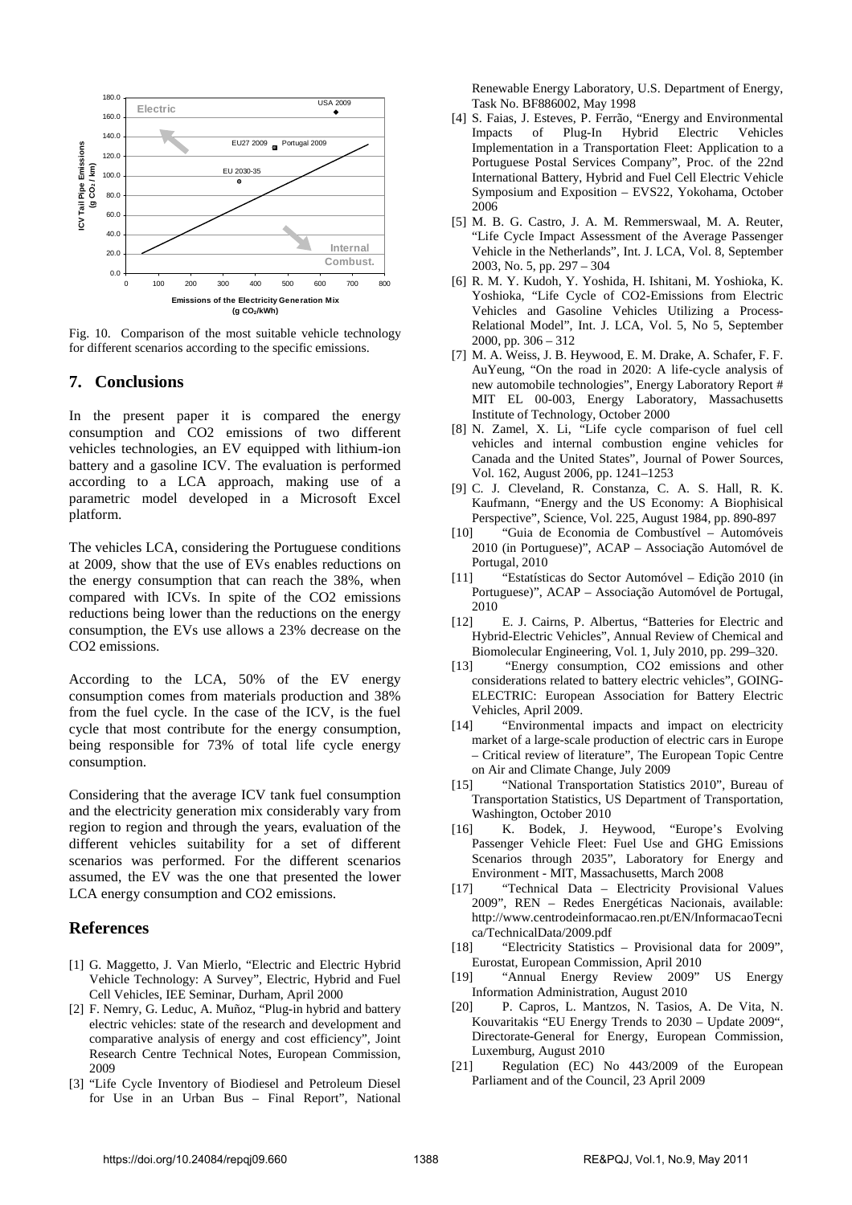180.0
160.0
140.0
120.0
100.0
80.0
60.0
40.0
20.0
0.0

ICV Tail Pipe Emissions
(g $CO_2$ / km)

Electric

USA 2009

EU27 2009

Portugal 2009

EU 2030-35

Internal
Combust.

0 100 200 300 400 500 600 700 800

Emissions of the Electricity Generation Mix
(g $CO_2$/kWh)

Fig. 10. Comparison of the most suitable vehicle technology for different scenarios according to the specific emissions.

## 7. Conclusions

In the present paper it is compared the energy consumption and CO2 emissions of two different vehicles technologies, an EV equipped with lithium-ion battery and a gasoline ICV. The evaluation is performed according to a LCA approach, making use of a parametric model developed in a Microsoft Excel platform.

The vehicles LCA, considering the Portuguese conditions at 2009, show that the use of EVs enables reductions on the energy consumption that can reach the 38%, when compared with ICVs. In spite of the CO2 emissions reductions being lower than the reductions on the energy consumption, the EVs use allows a 23% decrease on the CO2 emissions.

According to the LCA, 50% of the EV energy consumption comes from materials production and 38% from the fuel cycle. In the case of the ICV, is the fuel cycle that most contribute for the energy consumption, being responsible for 73% of total life cycle energy consumption.

Considering that the average ICV tank fuel consumption and the electricity generation mix considerably vary from region to region and through the years, evaluation of the different vehicles suitability for a set of different scenarios was performed. For the different scenarios assumed, the EV was the one that presented the lower LCA energy consumption and CO2 emissions.

## References

[1] G. Maggetto, J. Van Mierlo, "Electric and Electric Hybrid Vehicle Technology: A Survey", Electric, Hybrid and Fuel Cell Vehicles, IEE Seminar, Durham, April 2000

[2] F. Nemry, G. Leduc, A. Muñoz, "Plug-in hybrid and battery electric vehicles: state of the research and development and comparative analysis of energy and cost efficiency", Joint Research Centre Technical Notes, European Commission, 2009

[3] "Life Cycle Inventory of Biodiesel and Petroleum Diesel for Use in an Urban Bus – Final Report", National Renewable Energy Laboratory, U.S. Department of Energy, Task No. BF886002, May 1998

[4] S. Faias, J. Esteves, P. Ferrão, "Energy and Environmental Impacts of Plug-In Hybrid Electric Vehicles Implementation in a Transportation Fleet: Application to a Portuguese Postal Services Company", Proc. of the 22nd International Battery, Hybrid and Fuel Cell Electric Vehicle Symposium and Exposition – EVS22, Yokohama, October 2006

[5] M. B. G. Castro, J. A. M. Remmerswaal, M. A. Reuter, "Life Cycle Impact Assessment of the Average Passenger Vehicle in the Netherlands", Int. J. LCA, Vol. 8, September 2003, No. 5, pp. 297 – 304

[6] R. M. Y. Kudoh, Y. Yoshida, H. Ishitani, M. Yoshioka, K. Yoshioka, "Life Cycle of CO2-Emissions from Electric Vehicles and Gasoline Vehicles Utilizing a Process-Relational Model", Int. J. LCA, Vol. 5, No 5, September 2000, pp. 306 – 312

[7] M. A. Weiss, J. B. Heywood, E. M. Drake, A. Schafer, F. F. AuYeung, "On the road in 2020: A life-cycle analysis of new automobile technologies", Energy Laboratory Report # MIT EL 00-003, Energy Laboratory, Massachusetts Institute of Technology, October 2000

[8] N. Zamel, X. Li, "Life cycle comparison of fuel cell vehicles and internal combustion engine vehicles for Canada and the United States", Journal of Power Sources, Vol. 162, August 2006, pp. 1241–1253

[9] C. J. Cleveland, R. Constanza, C. A. S. Hall, R. K. Kaufmann, "Energy and the US Economy: A Biophisical Perspective", Science, Vol. 225, August 1984, pp. 890-897

[10] "Guia de Economia de Combustível – Automóveis 2010 (in Portuguese)", ACAP – Associação Automóvel de Portugal, 2010

[11] "Estatísticas do Sector Automóvel – Edição 2010 (in Portuguese)", ACAP – Associação Automóvel de Portugal, 2010

[12] E. J. Cairns, P. Albertus, "Batteries for Electric and Hybrid-Electric Vehicles", Annual Review of Chemical and Biomolecular Engineering, Vol. 1, July 2010, pp. 299–320.

[13] "Energy consumption, CO2 emissions and other considerations related to battery electric vehicles", GOING-ELECTRIC: European Association for Battery Electric Vehicles, April 2009.

[14] "Environmental impacts and impact on electricity market of a large-scale production of electric cars in Europe – Critical review of literature", The European Topic Centre on Air and Climate Change, July 2009

[15] "National Transportation Statistics 2010", Bureau of Transportation Statistics, US Department of Transportation, Washington, October 2010

[16] K. Bodek, J. Heywood, "Europe's Evolving Passenger Vehicle Fleet: Fuel Use and GHG Emissions Scenarios through 2035", Laboratory for Energy and Environment - MIT, Massachusetts, March 2008

[17] "Technical Data – Electricity Provisional Values 2009", REN – Redes Energéticas Nacionais, available: http://www.centrodeinformacao.ren.pt/EN/InformacaoTecnica/TechnicalData/2009.pdf

[18] "Electricity Statistics – Provisional data for 2009", Eurostat, European Commission, April 2010

[19] "Annual Energy Review 2009" US Energy Information Administration, August 2010

[20] P. Capros, L. Mantzos, N. Tasios, A. De Vita, N. Kouvaritakis "EU Energy Trends to 2030 – Update 2009", Directorate-General for Energy, European Commission, Luxemburg, August 2010

[21] Regulation (EC) No 443/2009 of the European Parliament and of the Council, 23 April 2009